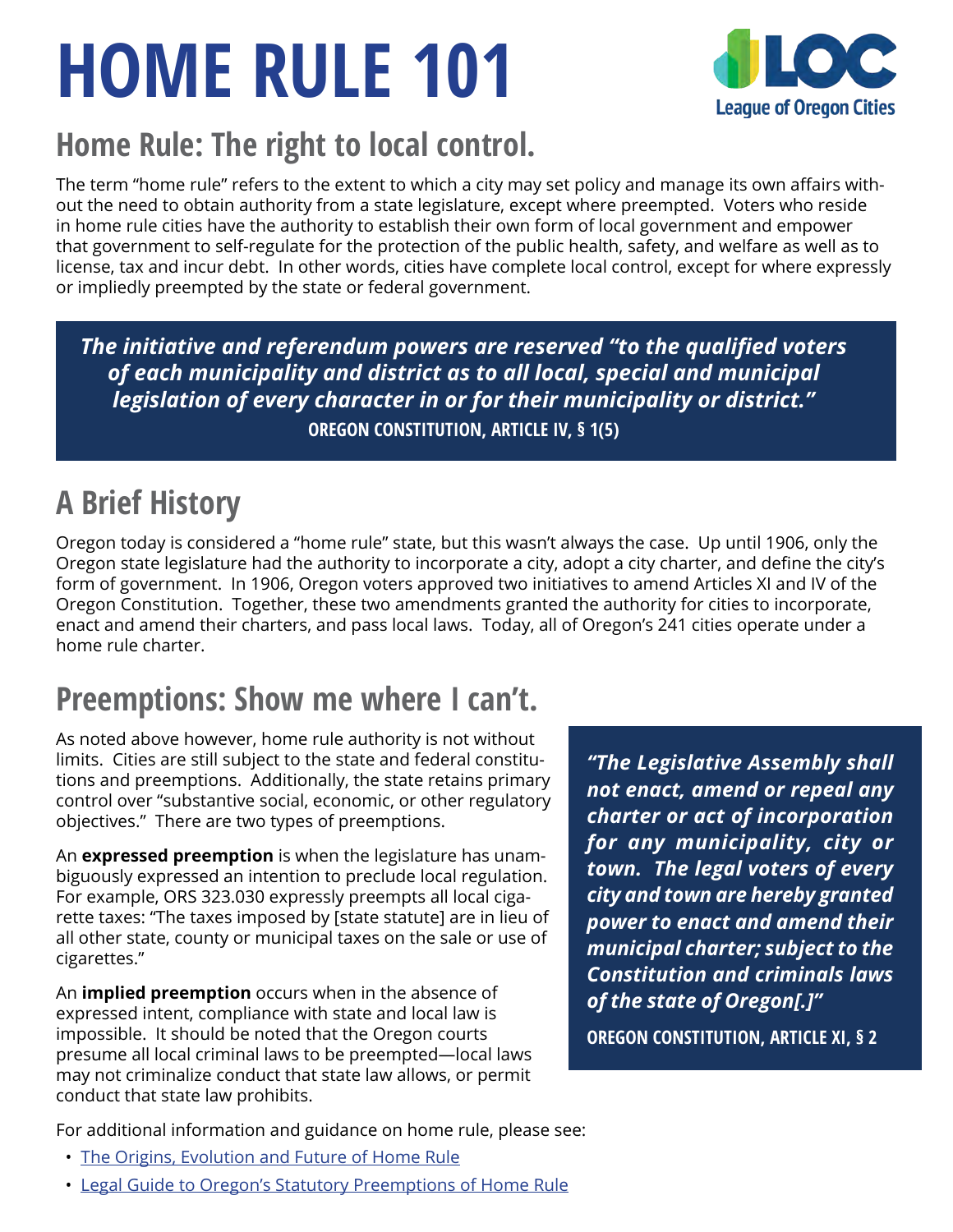# HOME RULE 101

League of Oregon Cities

## Home Rule: The right to local control.

The term "home rule" refers to the extent to which a city may set policy and manage its own affairs without the need to obtain authority from a state legislature, except where preempted. Voters who reside in home rule cities have the authority to establish their own form of local government and empower that government to self-regulate for the protection of the public health, safety, and welfare as well as to license, tax and incur debt. In other words, cities have complete local control, except for where expressly or impliedly preempted by the state or federal government.

> ***The initiative and referendum powers are reserved "to the qualified voters of each municipality and district as to all local, special and municipal legislation of every character in or for their municipality or district."***
>
> **OREGON CONSTITUTION, ARTICLE IV, § 1(5)**

## A Brief History

Oregon today is considered a "home rule" state, but this wasn't always the case. Up until 1906, only the Oregon state legislature had the authority to incorporate a city, adopt a city charter, and define the city's form of government. In 1906, Oregon voters approved two initiatives to amend Articles XI and IV of the Oregon Constitution. Together, these two amendments granted the authority for cities to incorporate, enact and amend their charters, and pass local laws. Today, all of Oregon's 241 cities operate under a home rule charter.

## Preemptions: Show me where I can't.

As noted above however, home rule authority is not without limits. Cities are still subject to the state and federal constitutions and preemptions. Additionally, the state retains primary control over "substantive social, economic, or other regulatory objectives." There are two types of preemptions.

An **expressed preemption** is when the legislature has unambiguously expressed an intention to preclude local regulation. For example, ORS 323.030 expressly preempts all local cigarette taxes: "The taxes imposed by [state statute] are in lieu of all other state, county or municipal taxes on the sale or use of cigarettes."

An **implied preemption** occurs when in the absence of expressed intent, compliance with state and local law is impossible. It should be noted that the Oregon courts presume all local criminal laws to be preempted—local laws may not criminalize conduct that state law allows, or permit conduct that state law prohibits.

> ***"The Legislative Assembly shall not enact, amend or repeal any charter or act of incorporation for any municipality, city or town. The legal voters of every city and town are hereby granted power to enact and amend their municipal charter; subject to the Constitution and criminals laws of the state of Oregon[.]"***
>
> **OREGON CONSTITUTION, ARTICLE XI, § 2**

For additional information and guidance on home rule, please see:

- The Origins, Evolution and Future of Home Rule
- Legal Guide to Oregon's Statutory Preemptions of Home Rule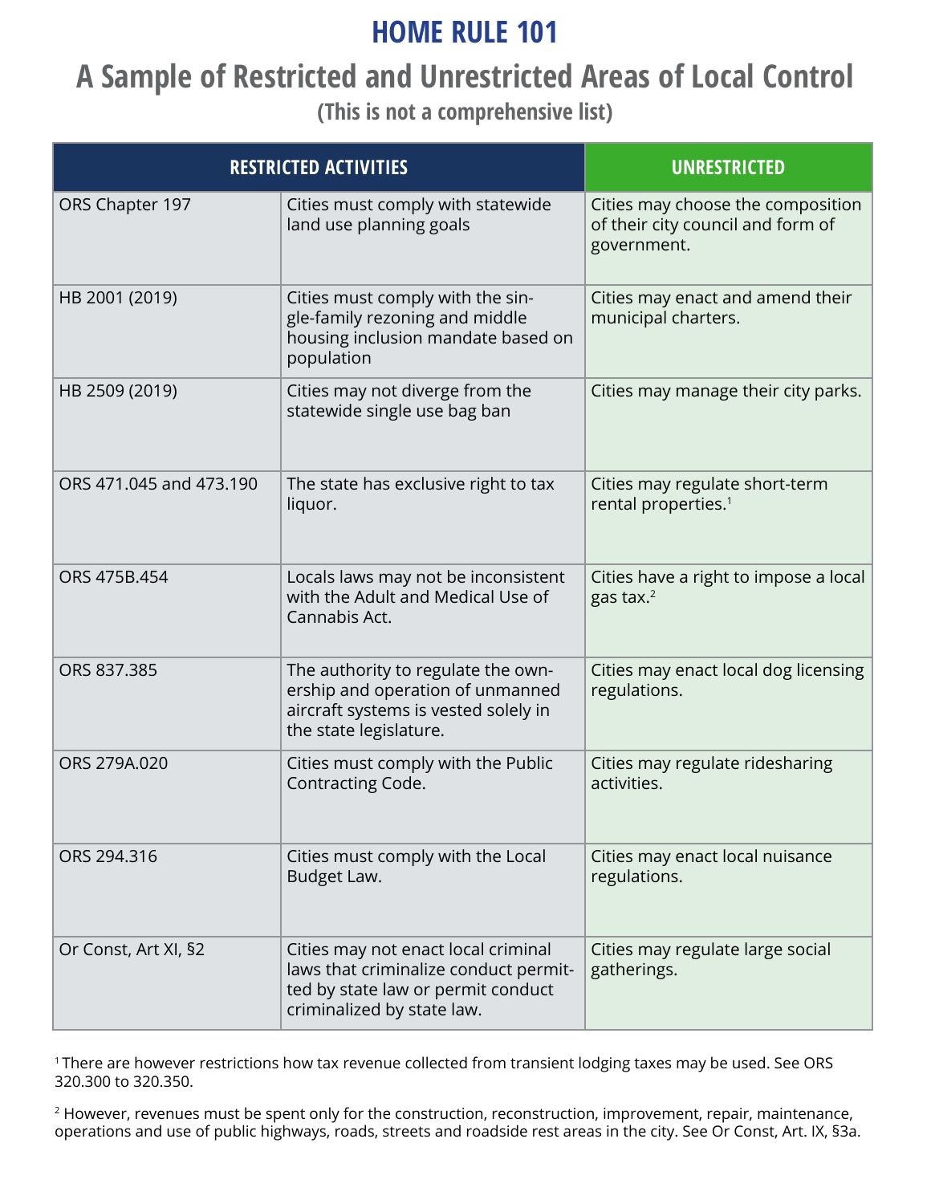# HOME RULE 101

## A Sample of Restricted and Unrestricted Areas of Local Control

**(This is not a comprehensive list)**

| RESTRICTED ACTIVITIES | | UNRESTRICTED |
|---|---|---|
| ORS Chapter 197 | Cities must comply with statewide land use planning goals | Cities may choose the composition of their city council and form of government. |
| HB 2001 (2019) | Cities must comply with the single-family rezoning and middle housing inclusion mandate based on population | Cities may enact and amend their municipal charters. |
| HB 2509 (2019) | Cities may not diverge from the statewide single use bag ban | Cities may manage their city parks. |
| ORS 471.045 and 473.190 | The state has exclusive right to tax liquor. | Cities may regulate short-term rental properties.[1] |
| ORS 475B.454 | Locals laws may not be inconsistent with the Adult and Medical Use of Cannabis Act. | Cities have a right to impose a local gas tax.[2] |
| ORS 837.385 | The authority to regulate the ownership and operation of unmanned aircraft systems is vested solely in the state legislature. | Cities may enact local dog licensing regulations. |
| ORS 279A.020 | Cities must comply with the Public Contracting Code. | Cities may regulate ridesharing activities. |
| ORS 294.316 | Cities must comply with the Local Budget Law. | Cities may enact local nuisance regulations. |
| Or Const, Art XI, §2 | Cities may not enact local criminal laws that criminalize conduct permitted by state law or permit conduct criminalized by state law. | Cities may regulate large social gatherings. |

[1] There are however restrictions how tax revenue collected from transient lodging taxes may be used. See ORS 320.300 to 320.350.

[2] However, revenues must be spent only for the construction, reconstruction, improvement, repair, maintenance, operations and use of public highways, roads, streets and roadside rest areas in the city. See Or Const, Art. IX, §3a.